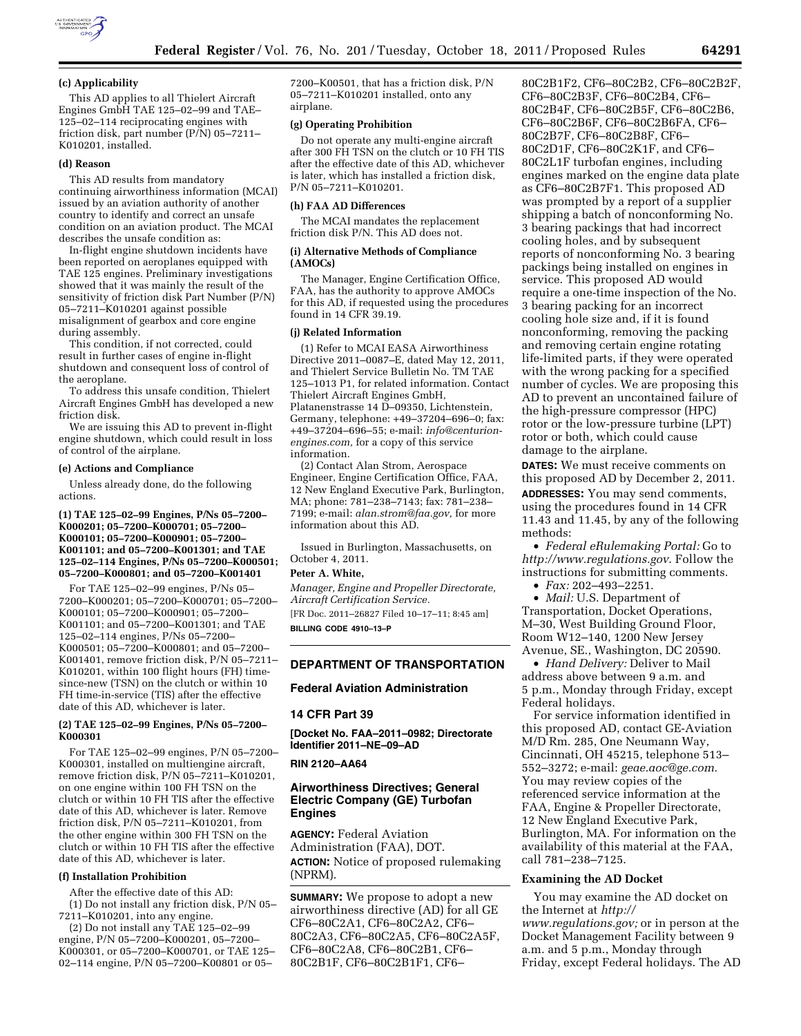**(c) Applicability**

This AD applies to all Thielert Aircraft Engines GmbH TAE 125–02–99 and TAE–125–02–114 reciprocating engines with friction disk, part number (P/N) 05–7211–K010201, installed.

**(d) Reason**

This AD results from mandatory continuing airworthiness information (MCAI) issued by an aviation authority of another country to identify and correct an unsafe condition on an aviation product. The MCAI describes the unsafe condition as:

In-flight engine shutdown incidents have been reported on aeroplanes equipped with TAE 125 engines. Preliminary investigations showed that it was mainly the result of the sensitivity of friction disk Part Number (P/N) 05–7211–K010201 against possible misalignment of gearbox and core engine during assembly.

This condition, if not corrected, could result in further cases of engine in-flight shutdown and consequent loss of control of the aeroplane.

To address this unsafe condition, Thielert Aircraft Engines GmbH has developed a new friction disk.

We are issuing this AD to prevent in-flight engine shutdown, which could result in loss of control of the airplane.

**(e) Actions and Compliance**

Unless already done, do the following actions.

**(1) TAE 125–02–99 Engines, P/Ns 05–7200–K000201; 05–7200–K000701; 05–7200–K000101; 05–7200–K000901; 05–7200–K001101; and 05–7200–K001301; and TAE 125–02–114 Engines, P/Ns 05–7200–K000501; 05–7200–K000801; and 05–7200–K001401**

For TAE 125–02–99 engines, P/Ns 05–7200–K000201; 05–7200–K000701; 05–7200–K000101; 05–7200–K000901; 05–7200–K001101; and 05–7200–K001301; and TAE 125–02–114 engines, P/Ns 05–7200–K000501; 05–7200–K000801; and 05–7200–K001401, remove friction disk, P/N 05–7211–K010201, within 100 flight hours (FH) time-since-new (TSN) on the clutch or within 10 FH time-in-service (TIS) after the effective date of this AD, whichever is later.

**(2) TAE 125–02–99 Engines, P/Ns 05–7200–K000301**

For TAE 125–02–99 engines, P/N 05–7200–K000301, installed on multiengine aircraft, remove friction disk, P/N 05–7211–K010201, on one engine within 100 FH TSN on the clutch or within 10 FH TIS after the effective date of this AD, whichever is later. Remove friction disk, P/N 05–7211–K010201, from the other engine within 300 FH TSN on the clutch or within 10 FH TIS after the effective date of this AD, whichever is later.

**(f) Installation Prohibition**

After the effective date of this AD:

(1) Do not install any friction disk, P/N 05–7211–K010201, into any engine.

(2) Do not install any TAE 125–02–99 engine, P/N 05–7200–K000201, 05–7200–K000301, or 05–7200–K000701, or TAE 125–02–114 engine, P/N 05–7200–K00801 or 05–7200–K00501, that has a friction disk, P/N 05–7211–K010201 installed, onto any airplane.

**(g) Operating Prohibition**

Do not operate any multi-engine aircraft after 300 FH TSN on the clutch or 10 FH TIS after the effective date of this AD, whichever is later, which has installed a friction disk, P/N 05–7211–K010201.

**(h) FAA AD Differences**

The MCAI mandates the replacement friction disk P/N. This AD does not.

**(i) Alternative Methods of Compliance (AMOCs)**

The Manager, Engine Certification Office, FAA, has the authority to approve AMOCs for this AD, if requested using the procedures found in 14 CFR 39.19.

**(j) Related Information**

(1) Refer to MCAI EASA Airworthiness Directive 2011–0087–E, dated May 12, 2011, and Thielert Service Bulletin No. TM TAE 125–1013 P1, for related information. Contact Thielert Aircraft Engines GmbH, Platanenstrasse 14 D–09350, Lichtenstein, Germany, telephone: +49–37204–696–0; fax: +49–37204–696–55; e-mail: *info@centurion-engines.com,* for a copy of this service information.

(2) Contact Alan Strom, Aerospace Engineer, Engine Certification Office, FAA, 12 New England Executive Park, Burlington, MA; phone: 781–238–7143; fax: 781–238–7199; e-mail: *alan.strom@faa.gov,* for more information about this AD.

Issued in Burlington, Massachusetts, on October 4, 2011.

**Peter A. White,**

*Manager, Engine and Propeller Directorate, Aircraft Certification Service.*

[FR Doc. 2011–26827 Filed 10–17–11; 8:45 am]

**BILLING CODE 4910–13–P**

---

## DEPARTMENT OF TRANSPORTATION

### Federal Aviation Administration

### 14 CFR Part 39

**[Docket No. FAA–2011–0982; Directorate Identifier 2011–NE–09–AD**

**RIN 2120–AA64**

### Airworthiness Directives; General Electric Company (GE) Turbofan Engines

**AGENCY:** Federal Aviation Administration (FAA), DOT.

**ACTION:** Notice of proposed rulemaking (NPRM).

**SUMMARY:** We propose to adopt a new airworthiness directive (AD) for all GE CF6–80C2A1, CF6–80C2A2, CF6–80C2A3, CF6–80C2A5, CF6–80C2A5F, CF6–80C2A8, CF6–80C2B1, CF6–80C2B1F, CF6–80C2B1F1, CF6–80C2B1F2, CF6–80C2B2, CF6–80C2B2F, CF6–80C2B3F, CF6–80C2B4, CF6–80C2B4F, CF6–80C2B5F, CF6–80C2B6, CF6–80C2B6F, CF6–80C2B6FA, CF6–80C2B7F, CF6–80C2B8F, CF6–80C2D1F, CF6–80C2K1F, and CF6–80C2L1F turbofan engines, including engines marked on the engine data plate as CF6–80C2B7F1. This proposed AD was prompted by a report of a supplier shipping a batch of nonconforming No. 3 bearing packings that had incorrect cooling holes, and by subsequent reports of nonconforming No. 3 bearing packings being installed on engines in service. This proposed AD would require a one-time inspection of the No. 3 bearing packing for an incorrect cooling hole size and, if it is found nonconforming, removing the packing and removing certain engine rotating life-limited parts, if they were operated with the wrong packing for a specified number of cycles. We are proposing this AD to prevent an uncontained failure of the high-pressure compressor (HPC) rotor or the low-pressure turbine (LPT) rotor or both, which could cause damage to the airplane.

**DATES:** We must receive comments on this proposed AD by December 2, 2011.

**ADDRESSES:** You may send comments, using the procedures found in 14 CFR 11.43 and 11.45, by any of the following methods:

- *Federal eRulemaking Portal:* Go to *http://www.regulations.gov*. Follow the instructions for submitting comments.
- *Fax:* 202–493–2251.
- *Mail:* U.S. Department of Transportation, Docket Operations, M–30, West Building Ground Floor, Room W12–140, 1200 New Jersey Avenue, SE., Washington, DC 20590.
- *Hand Delivery:* Deliver to Mail address above between 9 a.m. and 5 p.m., Monday through Friday, except Federal holidays.

For service information identified in this proposed AD, contact GE-Aviation M/D Rm. 285, One Neumann Way, Cincinnati, OH 45215, telephone 513–552–3272; e-mail: *geae.aoc@ge.com.* You may review copies of the referenced service information at the FAA, Engine & Propeller Directorate, 12 New England Executive Park, Burlington, MA. For information on the availability of this material at the FAA, call 781–238–7125.

**Examining the AD Docket**

You may examine the AD docket on the Internet at *http://www.regulations.gov;* or in person at the Docket Management Facility between 9 a.m. and 5 p.m., Monday through Friday, except Federal holidays. The AD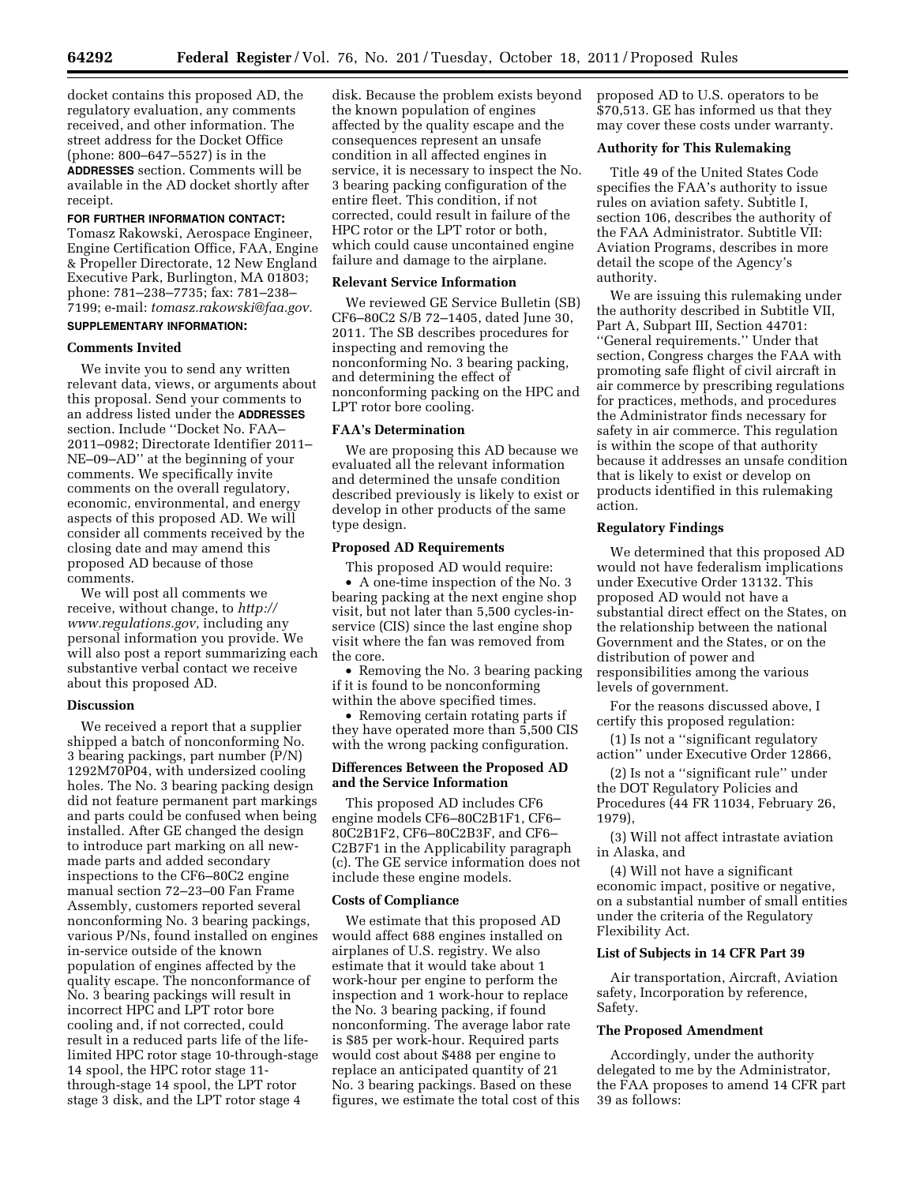docket contains this proposed AD, the regulatory evaluation, any comments received, and other information. The street address for the Docket Office (phone: 800–647–5527) is in the **ADDRESSES** section. Comments will be available in the AD docket shortly after receipt.

**FOR FURTHER INFORMATION CONTACT:** Tomasz Rakowski, Aerospace Engineer, Engine Certification Office, FAA, Engine & Propeller Directorate, 12 New England Executive Park, Burlington, MA 01803; phone: 781–238–7735; fax: 781–238–7199; e-mail: *tomasz.rakowski@faa.gov.*

**SUPPLEMENTARY INFORMATION:**

**Comments Invited**

We invite you to send any written relevant data, views, or arguments about this proposal. Send your comments to an address listed under the **ADDRESSES** section. Include ''Docket No. FAA–2011–0982; Directorate Identifier 2011–NE–09–AD'' at the beginning of your comments. We specifically invite comments on the overall regulatory, economic, environmental, and energy aspects of this proposed AD. We will consider all comments received by the closing date and may amend this proposed AD because of those comments.

We will post all comments we receive, without change, to *http://www.regulations.gov,* including any personal information you provide. We will also post a report summarizing each substantive verbal contact we receive about this proposed AD.

**Discussion**

We received a report that a supplier shipped a batch of nonconforming No. 3 bearing packings, part number (P/N) 1292M70P04, with undersized cooling holes. The No. 3 bearing packing design did not feature permanent part markings and parts could be confused when being installed. After GE changed the design to introduce part marking on all new-made parts and added secondary inspections to the CF6–80C2 engine manual section 72–23–00 Fan Frame Assembly, customers reported several nonconforming No. 3 bearing packings, various P/Ns, found installed on engines in-service outside of the known population of engines affected by the quality escape. The nonconformance of No. 3 bearing packings will result in incorrect HPC and LPT rotor bore cooling and, if not corrected, could result in a reduced parts life of the life-limited HPC rotor stage 10-through-stage 14 spool, the HPC rotor stage 11-through-stage 14 spool, the LPT rotor stage 3 disk, and the LPT rotor stage 4 disk. Because the problem exists beyond the known population of engines affected by the quality escape and the consequences represent an unsafe condition in all affected engines in service, it is necessary to inspect the No. 3 bearing packing configuration of the entire fleet. This condition, if not corrected, could result in failure of the HPC rotor or the LPT rotor or both, which could cause uncontained engine failure and damage to the airplane.

**Relevant Service Information**

We reviewed GE Service Bulletin (SB) CF6–80C2 S/B 72–1405, dated June 30, 2011. The SB describes procedures for inspecting and removing the nonconforming No. 3 bearing packing, and determining the effect of nonconforming packing on the HPC and LPT rotor bore cooling.

**FAA's Determination**

We are proposing this AD because we evaluated all the relevant information and determined the unsafe condition described previously is likely to exist or develop in other products of the same type design.

**Proposed AD Requirements**

This proposed AD would require:

- A one-time inspection of the No. 3 bearing packing at the next engine shop visit, but not later than 5,500 cycles-in-service (CIS) since the last engine shop visit where the fan was removed from the core.
- Removing the No. 3 bearing packing if it is found to be nonconforming within the above specified times.
- Removing certain rotating parts if they have operated more than 5,500 CIS with the wrong packing configuration.

**Differences Between the Proposed AD and the Service Information**

This proposed AD includes CF6 engine models CF6–80C2B1F1, CF6–80C2B1F2, CF6–80C2B3F, and CF6–C2B7F1 in the Applicability paragraph (c). The GE service information does not include these engine models.

**Costs of Compliance**

We estimate that this proposed AD would affect 688 engines installed on airplanes of U.S. registry. We also estimate that it would take about 1 work-hour per engine to perform the inspection and 1 work-hour to replace the No. 3 bearing packing, if found nonconforming. The average labor rate is $85 per work-hour. Required parts would cost about $488 per engine to replace an anticipated quantity of 21 No. 3 bearing packings. Based on these figures, we estimate the total cost of this proposed AD to U.S. operators to be $70,513. GE has informed us that they may cover these costs under warranty.

**Authority for This Rulemaking**

Title 49 of the United States Code specifies the FAA's authority to issue rules on aviation safety. Subtitle I, section 106, describes the authority of the FAA Administrator. Subtitle VII: Aviation Programs, describes in more detail the scope of the Agency's authority.

We are issuing this rulemaking under the authority described in Subtitle VII, Part A, Subpart III, Section 44701: ''General requirements.'' Under that section, Congress charges the FAA with promoting safe flight of civil aircraft in air commerce by prescribing regulations for practices, methods, and procedures the Administrator finds necessary for safety in air commerce. This regulation is within the scope of that authority because it addresses an unsafe condition that is likely to exist or develop on products identified in this rulemaking action.

**Regulatory Findings**

We determined that this proposed AD would not have federalism implications under Executive Order 13132. This proposed AD would not have a substantial direct effect on the States, on the relationship between the national Government and the States, or on the distribution of power and responsibilities among the various levels of government.

For the reasons discussed above, I certify this proposed regulation:

(1) Is not a ''significant regulatory action'' under Executive Order 12866,

(2) Is not a ''significant rule'' under the DOT Regulatory Policies and Procedures (44 FR 11034, February 26, 1979),

(3) Will not affect intrastate aviation in Alaska, and

(4) Will not have a significant economic impact, positive or negative, on a substantial number of small entities under the criteria of the Regulatory Flexibility Act.

**List of Subjects in 14 CFR Part 39**

Air transportation, Aircraft, Aviation safety, Incorporation by reference, Safety.

**The Proposed Amendment**

Accordingly, under the authority delegated to me by the Administrator, the FAA proposes to amend 14 CFR part 39 as follows: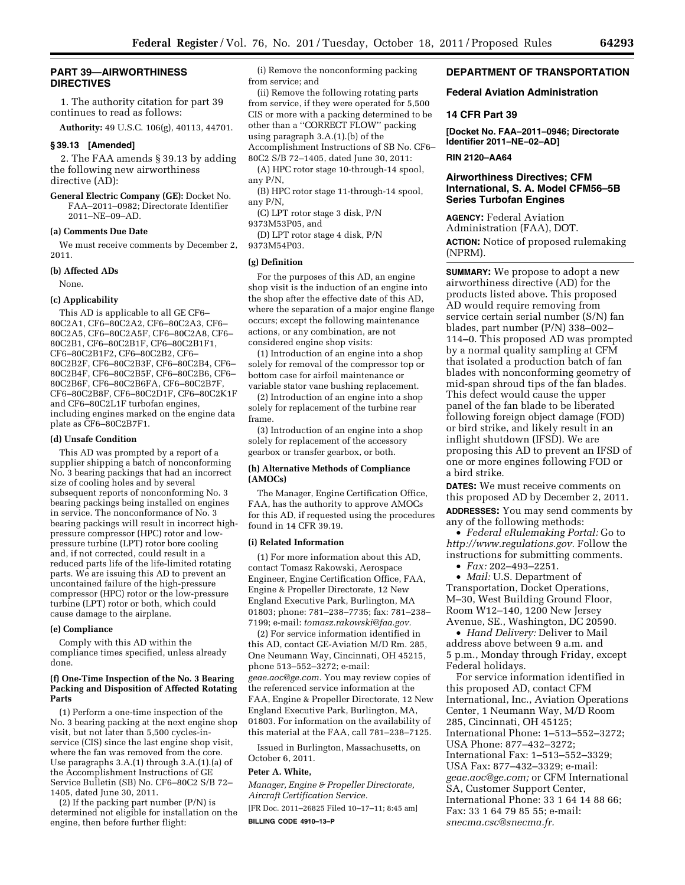## PART 39—AIRWORTHINESS DIRECTIVES

1. The authority citation for part 39 continues to read as follows:

**Authority:** 49 U.S.C. 106(g), 40113, 44701.

### § 39.13 [Amended]

2. The FAA amends § 39.13 by adding the following new airworthiness directive (AD):

**General Electric Company (GE):** Docket No. FAA–2011–0982; Directorate Identifier 2011–NE–09–AD.

#### (a) Comments Due Date

We must receive comments by December 2, 2011.

#### (b) Affected ADs

None.

#### (c) Applicability

This AD is applicable to all GE CF6–80C2A1, CF6–80C2A2, CF6–80C2A3, CF6–80C2A5, CF6–80C2A5F, CF6–80C2A8, CF6–80C2B1, CF6–80C2B1F, CF6–80C2B1F1, CF6–80C2B1F2, CF6–80C2B2, CF6–80C2B2F, CF6–80C2B3F, CF6–80C2B4, CF6–80C2B4F, CF6–80C2B5F, CF6–80C2B6, CF6–80C2B6F, CF6–80C2B6FA, CF6–80C2B7F, CF6–80C2B8F, CF6–80C2D1F, CF6–80C2K1F and CF6–80C2L1F turbofan engines, including engines marked on the engine data plate as CF6–80C2B7F1.

#### (d) Unsafe Condition

This AD was prompted by a report of a supplier shipping a batch of nonconforming No. 3 bearing packings that had an incorrect size of cooling holes and by several subsequent reports of nonconforming No. 3 bearing packings being installed on engines in service. The nonconformance of No. 3 bearing packings will result in incorrect high-pressure compressor (HPC) rotor and low-pressure turbine (LPT) rotor bore cooling and, if not corrected, could result in a reduced parts life of the life-limited rotating parts. We are issuing this AD to prevent an uncontained failure of the high-pressure compressor (HPC) rotor or the low-pressure turbine (LPT) rotor or both, which could cause damage to the airplane.

#### (e) Compliance

Comply with this AD within the compliance times specified, unless already done.

#### (f) One-Time Inspection of the No. 3 Bearing Packing and Disposition of Affected Rotating Parts

(1) Perform a one-time inspection of the No. 3 bearing packing at the next engine shop visit, but not later than 5,500 cycles-in-service (CIS) since the last engine shop visit, where the fan was removed from the core. Use paragraphs 3.A.(1) through 3.A.(1).(a) of the Accomplishment Instructions of GE Service Bulletin (SB) No. CF6–80C2 S/B 72–1405, dated June 30, 2011.

(2) If the packing part number (P/N) is determined not eligible for installation on the engine, then before further flight:

(i) Remove the nonconforming packing from service; and

(ii) Remove the following rotating parts from service, if they were operated for 5,500 CIS or more with a packing determined to be other than a ''CORRECT FLOW'' packing using paragraph 3.A.(1).(b) of the Accomplishment Instructions of SB No. CF6–80C2 S/B 72–1405, dated June 30, 2011:

(A) HPC rotor stage 10-through-14 spool, any P/N,

(B) HPC rotor stage 11-through-14 spool, any P/N,

(C) LPT rotor stage 3 disk, P/N 9373M53P05, and

(D) LPT rotor stage 4 disk, P/N 9373M54P03.

#### (g) Definition

For the purposes of this AD, an engine shop visit is the induction of an engine into the shop after the effective date of this AD, where the separation of a major engine flange occurs; except the following maintenance actions, or any combination, are not considered engine shop visits:

(1) Introduction of an engine into a shop solely for removal of the compressor top or bottom case for airfoil maintenance or variable stator vane bushing replacement.

(2) Introduction of an engine into a shop solely for replacement of the turbine rear frame.

(3) Introduction of an engine into a shop solely for replacement of the accessory gearbox or transfer gearbox, or both.

#### (h) Alternative Methods of Compliance (AMOCs)

The Manager, Engine Certification Office, FAA, has the authority to approve AMOCs for this AD, if requested using the procedures found in 14 CFR 39.19.

#### (i) Related Information

(1) For more information about this AD, contact Tomasz Rakowski, Aerospace Engineer, Engine Certification Office, FAA, Engine & Propeller Directorate, 12 New England Executive Park, Burlington, MA 01803; phone: 781–238–7735; fax: 781–238–7199; e-mail: *tomasz.rakowski@faa.gov.*

(2) For service information identified in this AD, contact GE-Aviation M/D Rm. 285, One Neumann Way, Cincinnati, OH 45215, phone 513–552–3272; e-mail: *geae.aoc@ge.com.* You may review copies of the referenced service information at the FAA, Engine & Propeller Directorate, 12 New England Executive Park, Burlington, MA, 01803. For information on the availability of this material at the FAA, call 781–238–7125.

Issued in Burlington, Massachusetts, on October 6, 2011.

**Peter A. White,**

*Manager, Engine & Propeller Directorate, Aircraft Certification Service.*

[FR Doc. 2011–26825 Filed 10–17–11; 8:45 am]

**BILLING CODE 4910–13–P**

## DEPARTMENT OF TRANSPORTATION

## Federal Aviation Administration

## 14 CFR Part 39

**[Docket No. FAA–2011–0946; Directorate Identifier 2011–NE–02–AD]**

**RIN 2120–AA64**

## Airworthiness Directives; CFM International, S. A. Model CFM56–5B Series Turbofan Engines

**AGENCY:** Federal Aviation Administration (FAA), DOT.

**ACTION:** Notice of proposed rulemaking (NPRM).

**SUMMARY:** We propose to adopt a new airworthiness directive (AD) for the products listed above. This proposed AD would require removing from service certain serial number (S/N) fan blades, part number (P/N) 338–002–114–0. This proposed AD was prompted by a normal quality sampling at CFM that isolated a production batch of fan blades with nonconforming geometry of mid-span shroud tips of the fan blades. This defect would cause the upper panel of the fan blade to be liberated following foreign object damage (FOD) or bird strike, and likely result in an inflight shutdown (IFSD). We are proposing this AD to prevent an IFSD of one or more engines following FOD or a bird strike.

**DATES:** We must receive comments on this proposed AD by December 2, 2011.

**ADDRESSES:** You may send comments by any of the following methods:

- *Federal eRulemaking Portal:* Go to *http://www.regulations.gov.* Follow the instructions for submitting comments.
- *Fax:* 202–493–2251.
- *Mail:* U.S. Department of Transportation, Docket Operations, M–30, West Building Ground Floor, Room W12–140, 1200 New Jersey Avenue, SE., Washington, DC 20590.
- *Hand Delivery:* Deliver to Mail address above between 9 a.m. and 5 p.m., Monday through Friday, except Federal holidays.

For service information identified in this proposed AD, contact CFM International, Inc., Aviation Operations Center, 1 Neumann Way, M/D Room 285, Cincinnati, OH 45125; International Phone: 1–513–552–3272; USA Phone: 877–432–3272; International Fax: 1–513–552–3329; USA Fax: 877–432–3329; e-mail: *geae.aoc@ge.com;* or CFM International SA, Customer Support Center, International Phone: 33 1 64 14 88 66; Fax: 33 1 64 79 85 55; e-mail: *snecma.csc@snecma.fr.*